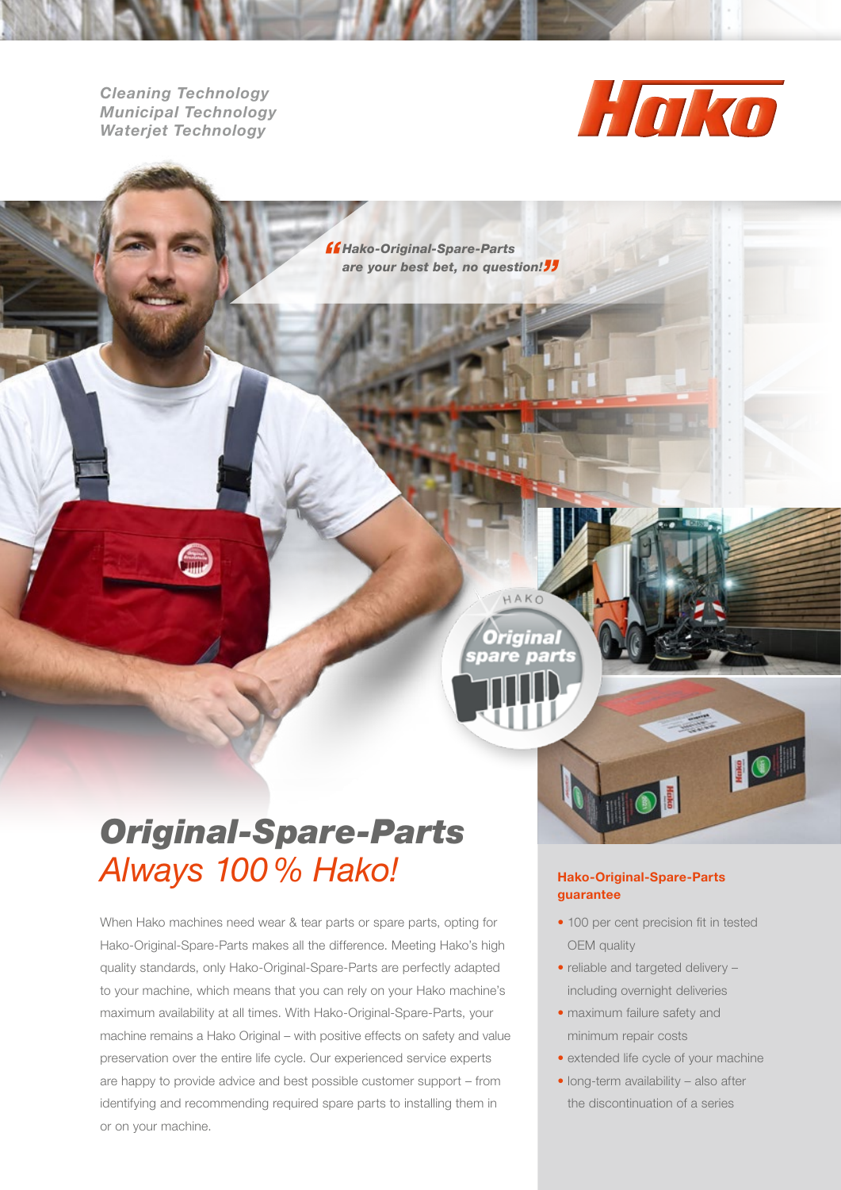*Cleaning Technology*
*Municipal Technology*
*Waterjet Technology*

Hako

*„Hako-Original-Spare-Parts are your best bet, no question!"*

# *Original-Spare-Parts*
## *Always 100 % Hako!*

When Hako machines need wear & tear parts or spare parts, opting for Hako-Original-Spare-Parts makes all the difference. Meeting Hako's high quality standards, only Hako-Original-Spare-Parts are perfectly adapted to your machine, which means that you can rely on your Hako machine's maximum availability at all times. With Hako-Original-Spare-Parts, your machine remains a Hako Original – with positive effects on safety and value preservation over the entire life cycle. Our experienced service experts are happy to provide advice and best possible customer support – from identifying and recommending required spare parts to installing them in or on your machine.

### Hako-Original-Spare-Parts guarantee

- 100 per cent precision fit in tested OEM quality
- reliable and targeted delivery – including overnight deliveries
- maximum failure safety and minimum repair costs
- extended life cycle of your machine
- long-term availability – also after the discontinuation of a series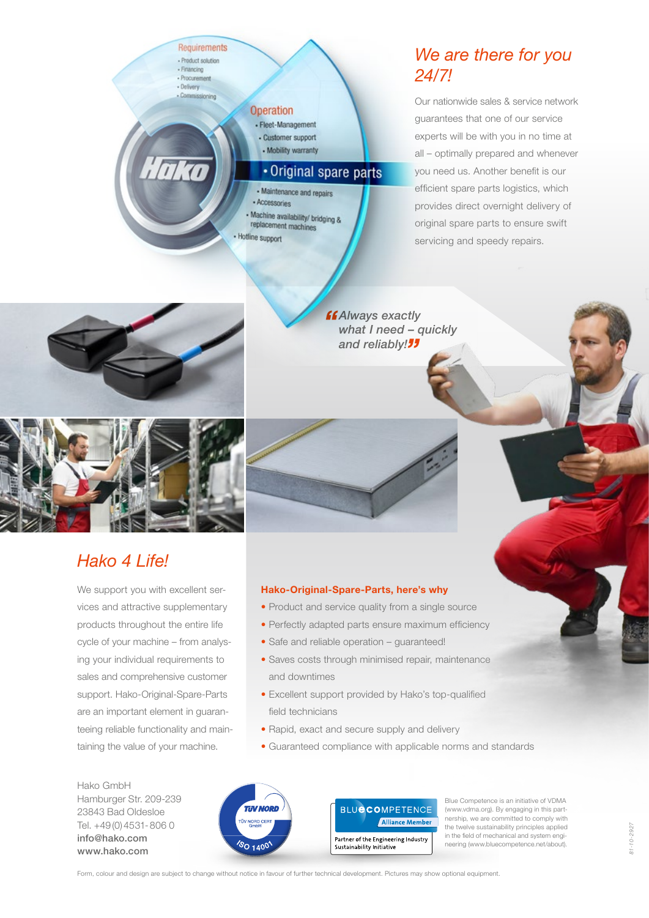Requirements
- Product solution
- Financing
- Procurement
- Delivery
- Commissioning

Operation
- Fleet-Management
- Customer support
- Mobility warranty

Hako

- Original spare parts
- Maintenance and repairs
- Accessories
- Machine availability/ bridging & replacement machines
- Hotline support

## *We are there for you 24/7!*

Our nationwide sales & service network guarantees that one of our service experts will be with you in no time at all – optimally prepared and whenever you need us. Another benefit is our efficient spare parts logistics, which provides direct overnight delivery of original spare parts to ensure swift servicing and speedy repairs.

*"Always exactly what I need – quickly and reliably!"*

## *Hako 4 Life!*

We support you with excellent services and attractive supplementary products throughout the entire life cycle of your machine – from analysing your individual requirements to sales and comprehensive customer support. Hako-Original-Spare-Parts are an important element in guaranteeing reliable functionality and maintaining the value of your machine.

**Hako-Original-Spare-Parts, here's why**

- Product and service quality from a single source
- Perfectly adapted parts ensure maximum efficiency
- Safe and reliable operation – guaranteed!
- Saves costs through minimised repair, maintenance and downtimes
- Excellent support provided by Hako's top-qualified field technicians
- Rapid, exact and secure supply and delivery
- Guaranteed compliance with applicable norms and standards

Hako GmbH
Hamburger Str. 209-239
23843 Bad Oldesloe
Tel. +49 (0) 4531-806 0
**info@hako.com**
**www.hako.com**

TÜV NORD
TÜV NORD CERT GmbH
ISO 14001

BLUECOMPETENCE
Alliance Member
Partner of the Engineering Industry Sustainability Initiative

Blue Competence is an initiative of VDMA (www.vdma.org). By engaging in this partnership, we are committed to comply with the twelve sustainability principles applied in the field of mechanical and system engineering (www.bluecompetence.net/about).

81-10-2927

Form, colour and design are subject to change without notice in favour of further technical development. Pictures may show optional equipment.